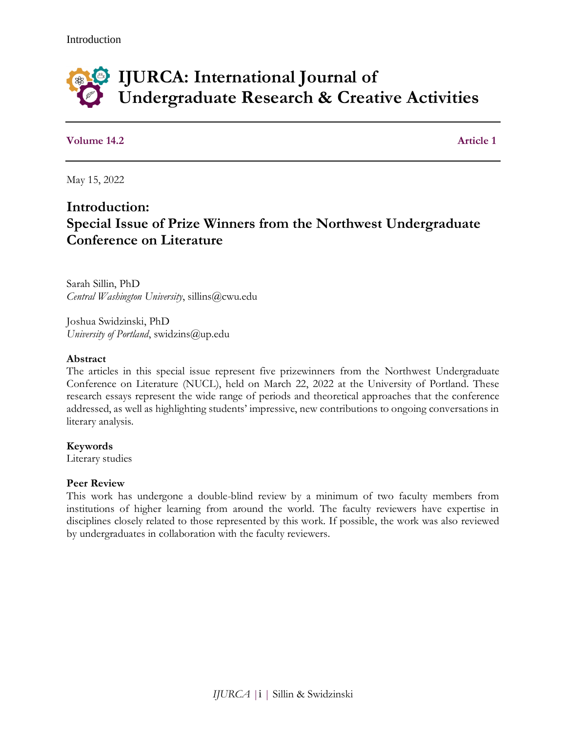# IJURCA: International Journal of Undergraduate Research & Creative Activities

**Volume 14.2** **Article 1**

May 15, 2022

## Introduction: Special Issue of Prize Winners from the Northwest Undergraduate Conference on Literature

Sarah Sillin, PhD
*Central Washington University*, sillins@cwu.edu

Joshua Swidzinski, PhD
*University of Portland*, swidzins@up.edu

**Abstract**
The articles in this special issue represent five prizewinners from the Northwest Undergraduate Conference on Literature (NUCL), held on March 22, 2022 at the University of Portland. These research essays represent the wide range of periods and theoretical approaches that the conference addressed, as well as highlighting students' impressive, new contributions to ongoing conversations in literary analysis.

**Keywords**
Literary studies

**Peer Review**
This work has undergone a double-blind review by a minimum of two faculty members from institutions of higher learning from around the world. The faculty reviewers have expertise in disciplines closely related to those represented by this work. If possible, the work was also reviewed by undergraduates in collaboration with the faculty reviewers.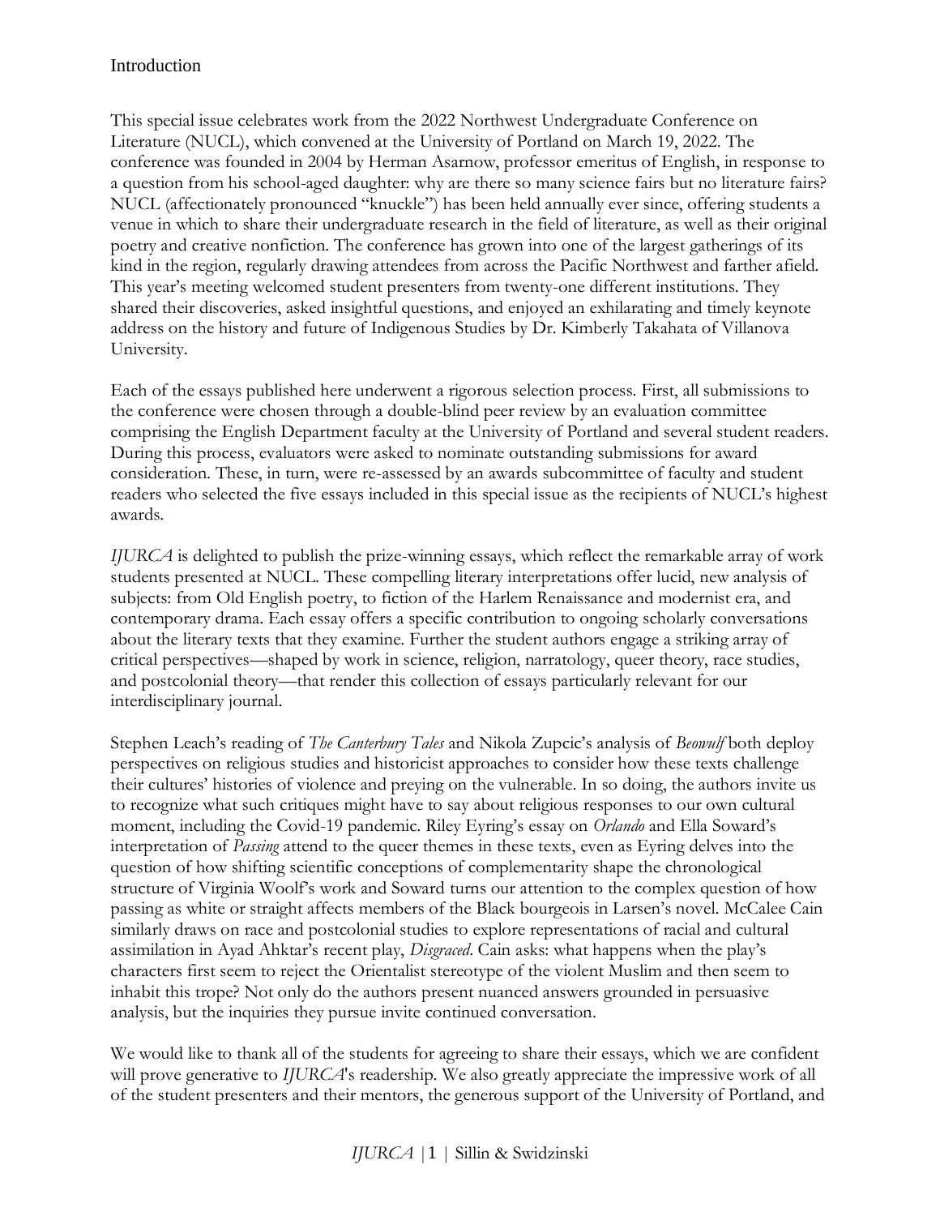## Introduction

This special issue celebrates work from the 2022 Northwest Undergraduate Conference on Literature (NUCL), which convened at the University of Portland on March 19, 2022. The conference was founded in 2004 by Herman Asarnow, professor emeritus of English, in response to a question from his school-aged daughter: why are there so many science fairs but no literature fairs? NUCL (affectionately pronounced "knuckle") has been held annually ever since, offering students a venue in which to share their undergraduate research in the field of literature, as well as their original poetry and creative nonfiction. The conference has grown into one of the largest gatherings of its kind in the region, regularly drawing attendees from across the Pacific Northwest and farther afield. This year's meeting welcomed student presenters from twenty-one different institutions. They shared their discoveries, asked insightful questions, and enjoyed an exhilarating and timely keynote address on the history and future of Indigenous Studies by Dr. Kimberly Takahata of Villanova University.

Each of the essays published here underwent a rigorous selection process. First, all submissions to the conference were chosen through a double-blind peer review by an evaluation committee comprising the English Department faculty at the University of Portland and several student readers. During this process, evaluators were asked to nominate outstanding submissions for award consideration. These, in turn, were re-assessed by an awards subcommittee of faculty and student readers who selected the five essays included in this special issue as the recipients of NUCL's highest awards.

*IJURCA* is delighted to publish the prize-winning essays, which reflect the remarkable array of work students presented at NUCL. These compelling literary interpretations offer lucid, new analysis of subjects: from Old English poetry, to fiction of the Harlem Renaissance and modernist era, and contemporary drama. Each essay offers a specific contribution to ongoing scholarly conversations about the literary texts that they examine. Further the student authors engage a striking array of critical perspectives—shaped by work in science, religion, narratology, queer theory, race studies, and postcolonial theory—that render this collection of essays particularly relevant for our interdisciplinary journal.

Stephen Leach's reading of *The Canterbury Tales* and Nikola Zupcic's analysis of *Beowulf* both deploy perspectives on religious studies and historicist approaches to consider how these texts challenge their cultures' histories of violence and preying on the vulnerable. In so doing, the authors invite us to recognize what such critiques might have to say about religious responses to our own cultural moment, including the Covid-19 pandemic. Riley Eyring's essay on *Orlando* and Ella Soward's interpretation of *Passing* attend to the queer themes in these texts, even as Eyring delves into the question of how shifting scientific conceptions of complementarity shape the chronological structure of Virginia Woolf's work and Soward turns our attention to the complex question of how passing as white or straight affects members of the Black bourgeois in Larsen's novel. McCalee Cain similarly draws on race and postcolonial studies to explore representations of racial and cultural assimilation in Ayad Ahktar's recent play, *Disgraced*. Cain asks: what happens when the play's characters first seem to reject the Orientalist stereotype of the violent Muslim and then seem to inhabit this trope? Not only do the authors present nuanced answers grounded in persuasive analysis, but the inquiries they pursue invite continued conversation.

We would like to thank all of the students for agreeing to share their essays, which we are confident will prove generative to *IJURCA*'s readership. We also greatly appreciate the impressive work of all of the student presenters and their mentors, the generous support of the University of Portland, and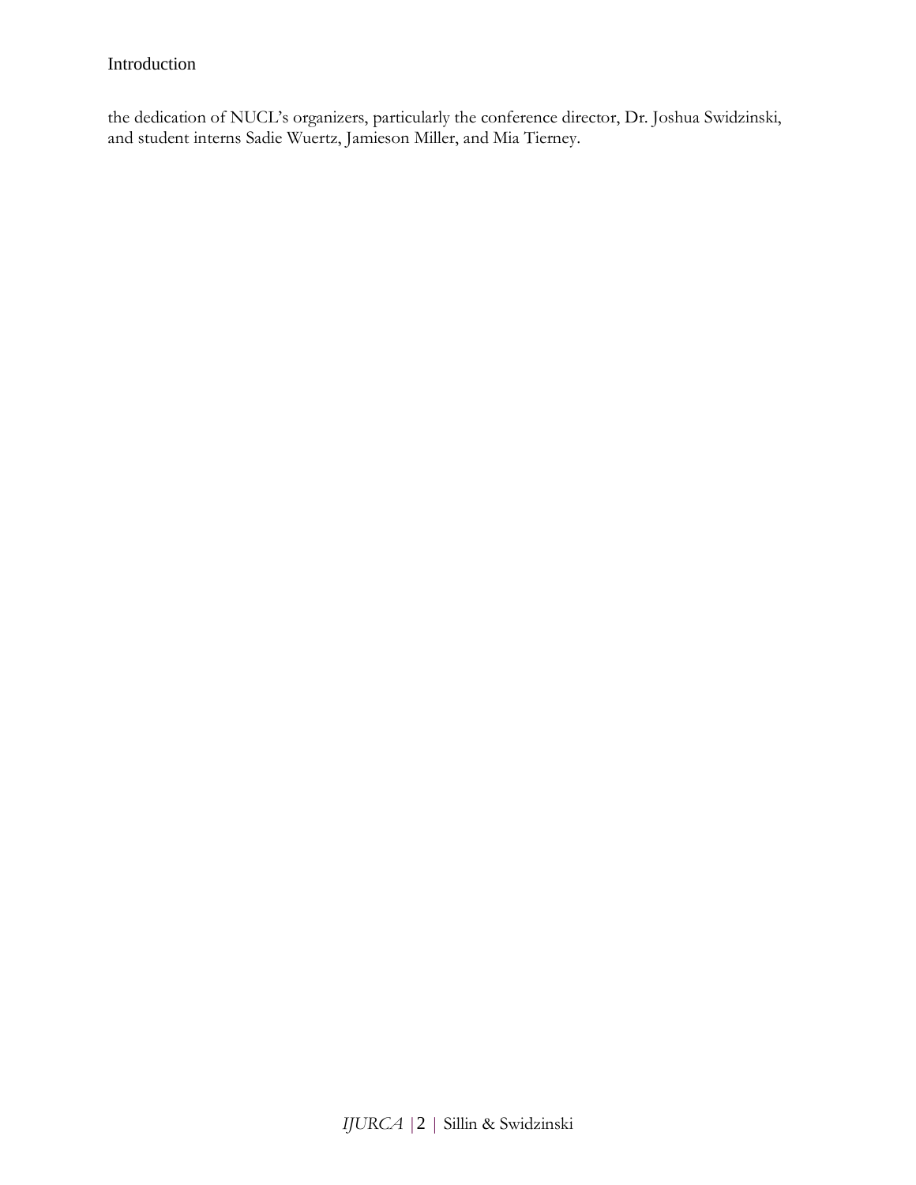the dedication of NUCL's organizers, particularly the conference director, Dr. Joshua Swidzinski, and student interns Sadie Wuertz, Jamieson Miller, and Mia Tierney.